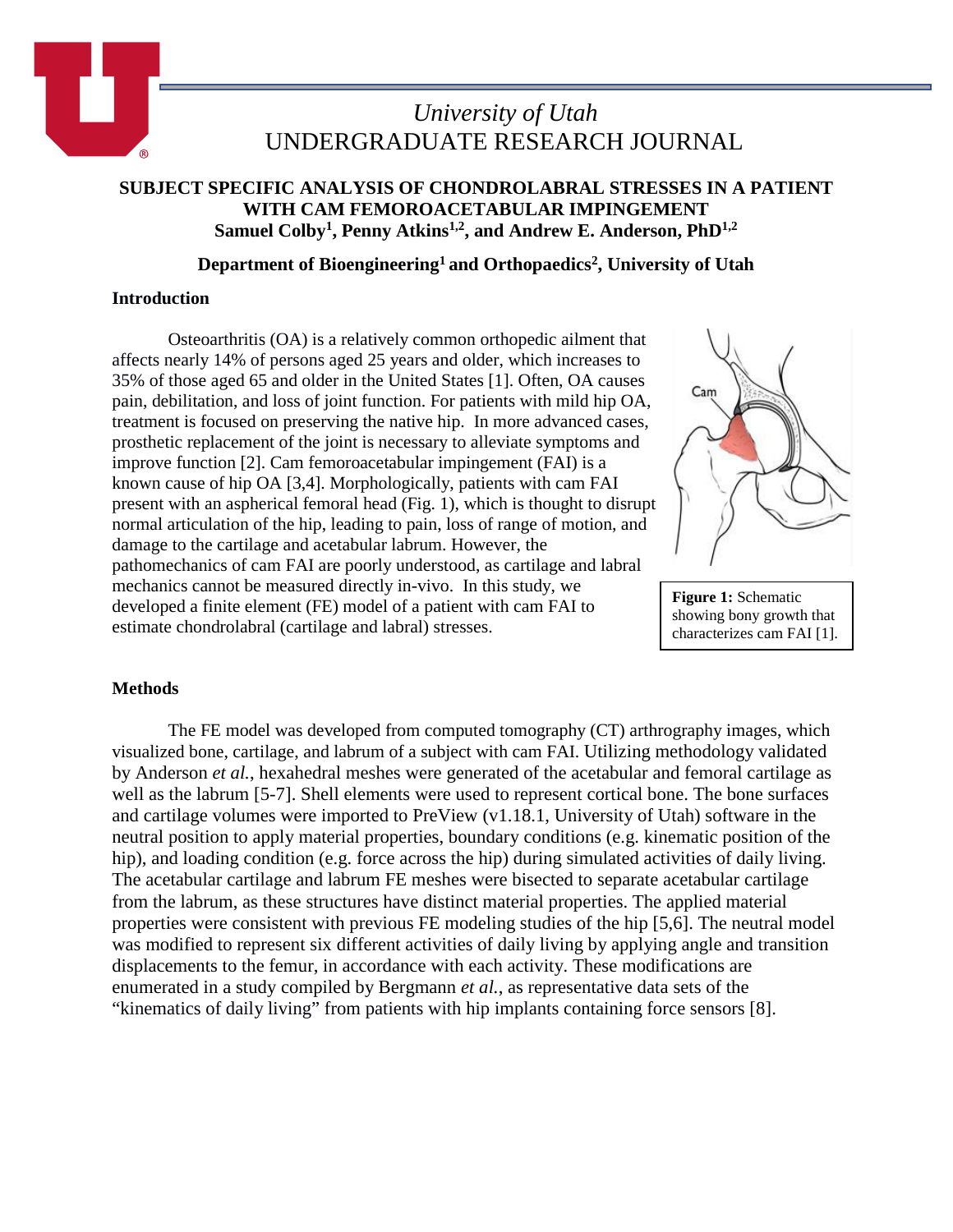University of Utah
UNDERGRADUATE RESEARCH JOURNAL

# SUBJECT SPECIFIC ANALYSIS OF CHONDROLABRAL STRESSES IN A PATIENT WITH CAM FEMOROACETABULAR IMPINGEMENT

**Samuel Colby[1], Penny Atkins[1,2], and Andrew E. Anderson, PhD[1,2]**

**Department of Bioengineering[1] and Orthopaedics[2], University of Utah**

## Introduction

Osteoarthritis (OA) is a relatively common orthopedic ailment that affects nearly 14% of persons aged 25 years and older, which increases to 35% of those aged 65 and older in the United States [1]. Often, OA causes pain, debilitation, and loss of joint function. For patients with mild hip OA, treatment is focused on preserving the native hip. In more advanced cases, prosthetic replacement of the joint is necessary to alleviate symptoms and improve function [2]. Cam femoroacetabular impingement (FAI) is a known cause of hip OA [3,4]. Morphologically, patients with cam FAI present with an aspherical femoral head (Fig. 1), which is thought to disrupt normal articulation of the hip, leading to pain, loss of range of motion, and damage to the cartilage and acetabular labrum. However, the pathomechanics of cam FAI are poorly understood, as cartilage and labral mechanics cannot be measured directly in-vivo. In this study, we developed a finite element (FE) model of a patient with cam FAI to estimate chondrolabral (cartilage and labral) stresses.

**Figure 1:** Schematic showing bony growth that characterizes cam FAI [1].

## Methods

The FE model was developed from computed tomography (CT) arthrography images, which visualized bone, cartilage, and labrum of a subject with cam FAI. Utilizing methodology validated by Anderson *et al.*, hexahedral meshes were generated of the acetabular and femoral cartilage as well as the labrum [5-7]. Shell elements were used to represent cortical bone. The bone surfaces and cartilage volumes were imported to PreView (v1.18.1, University of Utah) software in the neutral position to apply material properties, boundary conditions (e.g. kinematic position of the hip), and loading condition (e.g. force across the hip) during simulated activities of daily living. The acetabular cartilage and labrum FE meshes were bisected to separate acetabular cartilage from the labrum, as these structures have distinct material properties. The applied material properties were consistent with previous FE modeling studies of the hip [5,6]. The neutral model was modified to represent six different activities of daily living by applying angle and transition displacements to the femur, in accordance with each activity. These modifications are enumerated in a study compiled by Bergmann *et al.*, as representative data sets of the "kinematics of daily living" from patients with hip implants containing force sensors [8].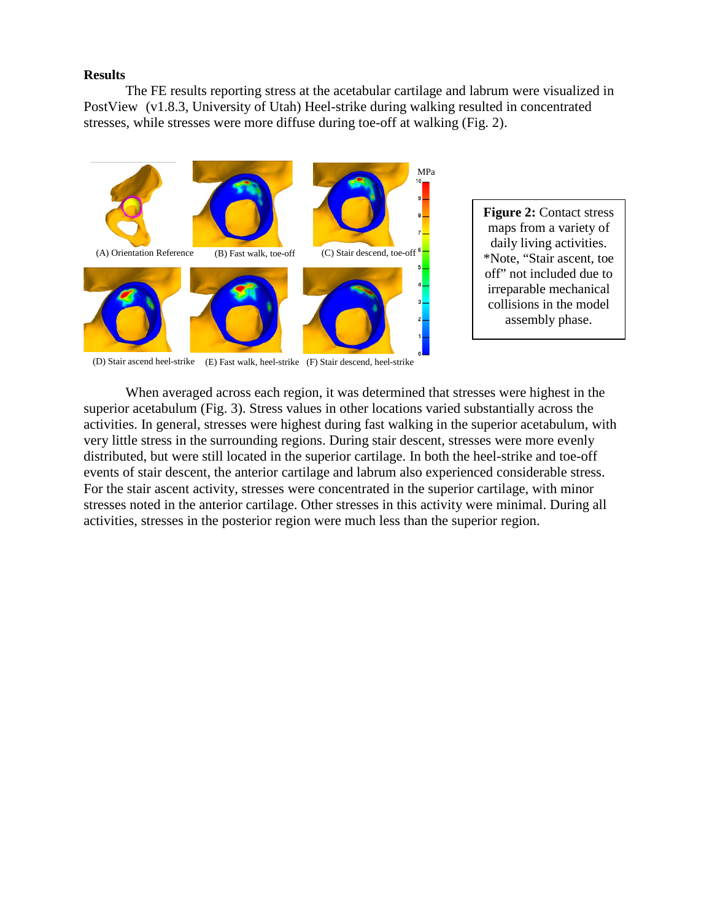**Results**

The FE results reporting stress at the acetabular cartilage and labrum were visualized in PostView (v1.8.3, University of Utah) Heel-strike during walking resulted in concentrated stresses, while stresses were more diffuse during toe-off at walking (Fig. 2).

(A) Orientation Reference (B) Fast walk, toe-off (C) Stair descend, toe-off

(D) Stair ascend heel-strike (E) Fast walk, heel-strike (F) Stair descend, heel-strike

**Figure 2:** Contact stress maps from a variety of daily living activities. *Note, "Stair ascent, toe off" not included due to irreparable mechanical collisions in the model assembly phase.

When averaged across each region, it was determined that stresses were highest in the superior acetabulum (Fig. 3). Stress values in other locations varied substantially across the activities. In general, stresses were highest during fast walking in the superior acetabulum, with very little stress in the surrounding regions. During stair descent, stresses were more evenly distributed, but were still located in the superior cartilage. In both the heel-strike and toe-off events of stair descent, the anterior cartilage and labrum also experienced considerable stress. For the stair ascent activity, stresses were concentrated in the superior cartilage, with minor stresses noted in the anterior cartilage. Other stresses in this activity were minimal. During all activities, stresses in the posterior region were much less than the superior region.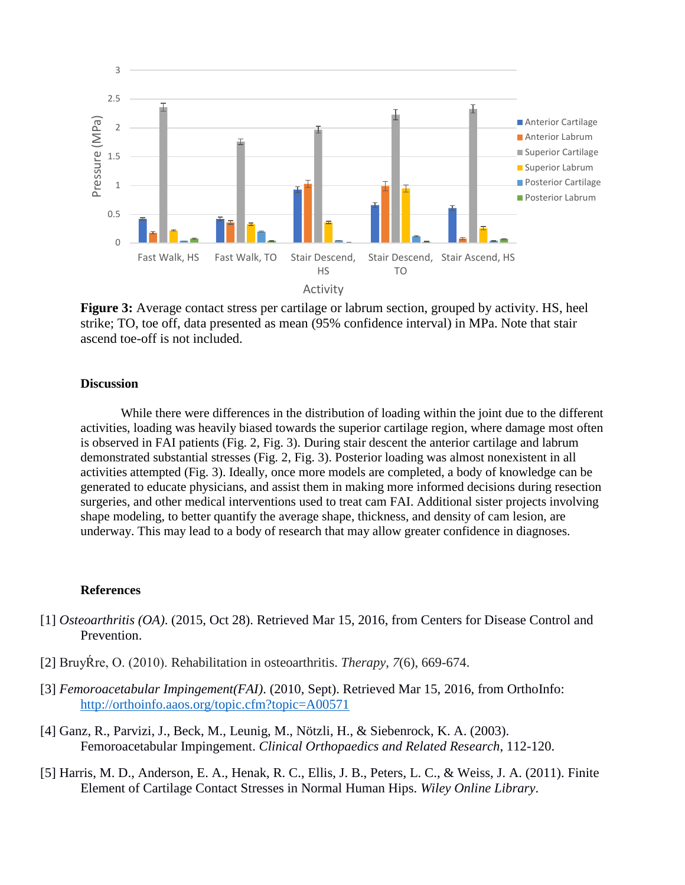**Figure 3:** Average contact stress per cartilage or labrum section, grouped by activity. HS, heel strike; TO, toe off, data presented as mean (95% confidence interval) in MPa. Note that stair ascend toe-off is not included.

## Discussion

While there were differences in the distribution of loading within the joint due to the different activities, loading was heavily biased towards the superior cartilage region, where damage most often is observed in FAI patients (Fig. 2, Fig. 3). During stair descent the anterior cartilage and labrum demonstrated substantial stresses (Fig. 2, Fig. 3). Posterior loading was almost nonexistent in all activities attempted (Fig. 3). Ideally, once more models are completed, a body of knowledge can be generated to educate physicians, and assist them in making more informed decisions during resection surgeries, and other medical interventions used to treat cam FAI. Additional sister projects involving shape modeling, to better quantify the average shape, thickness, and density of cam lesion, are underway. This may lead to a body of research that may allow greater confidence in diagnoses.

## References

[1] *Osteoarthritis (OA)*. (2015, Oct 28). Retrieved Mar 15, 2016, from Centers for Disease Control and Prevention.

[2] BruyŔre, O. (2010). Rehabilitation in osteoarthritis. *Therapy*, *7*(6), 669-674.

[3] *Femoroacetabular Impingement(FAI)*. (2010, Sept). Retrieved Mar 15, 2016, from OrthoInfo: http://orthoinfo.aaos.org/topic.cfm?topic=A00571

[4] Ganz, R., Parvizi, J., Beck, M., Leunig, M., Nötzli, H., & Siebenrock, K. A. (2003). Femoroacetabular Impingement. *Clinical Orthopaedics and Related Research*, 112-120.

[5] Harris, M. D., Anderson, E. A., Henak, R. C., Ellis, J. B., Peters, L. C., & Weiss, J. A. (2011). Finite Element of Cartilage Contact Stresses in Normal Human Hips. *Wiley Online Library*.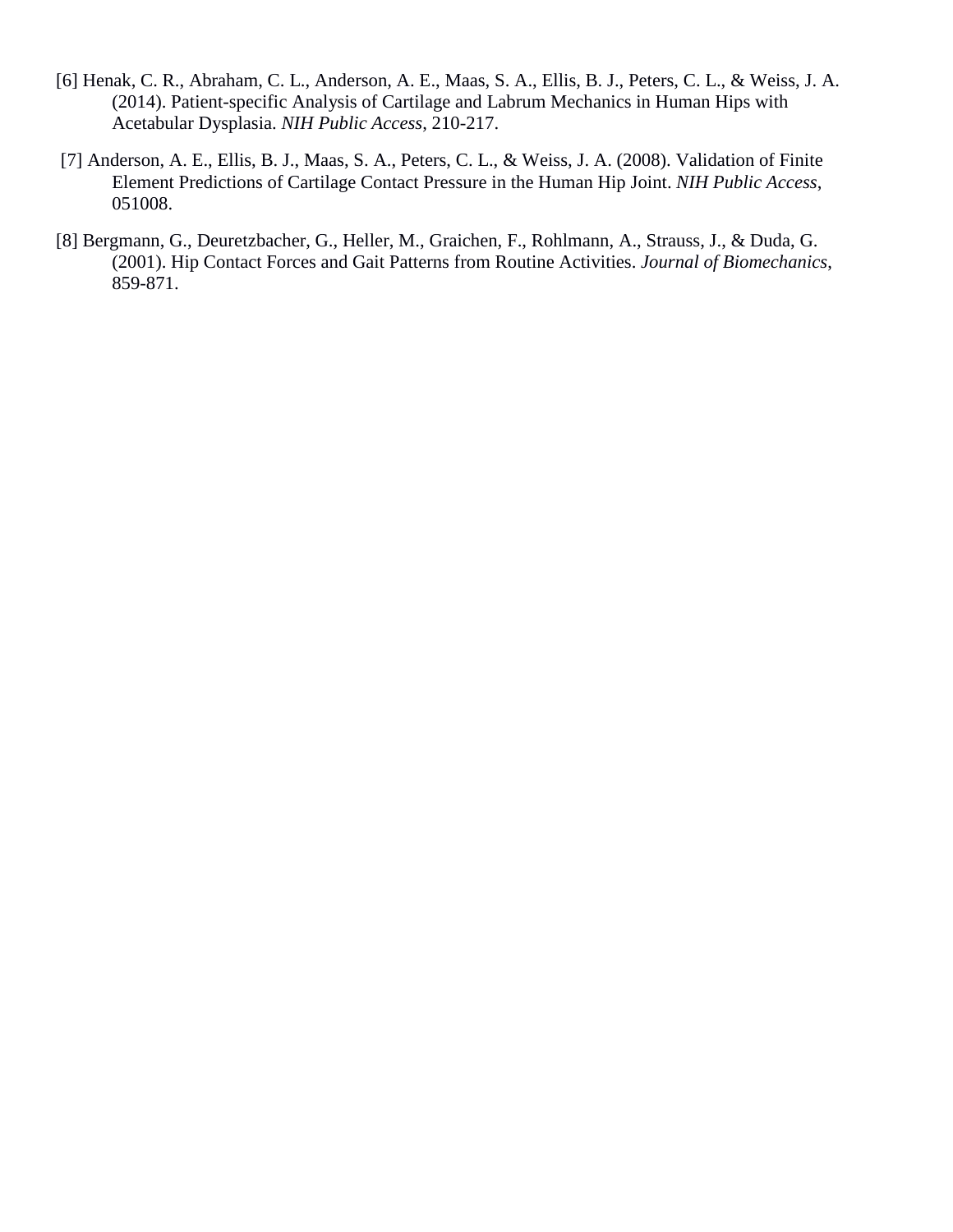[6] Henak, C. R., Abraham, C. L., Anderson, A. E., Maas, S. A., Ellis, B. J., Peters, C. L., & Weiss, J. A. (2014). Patient-specific Analysis of Cartilage and Labrum Mechanics in Human Hips with Acetabular Dysplasia. *NIH Public Access*, 210-217.

[7] Anderson, A. E., Ellis, B. J., Maas, S. A., Peters, C. L., & Weiss, J. A. (2008). Validation of Finite Element Predictions of Cartilage Contact Pressure in the Human Hip Joint. *NIH Public Access*, 051008.

[8] Bergmann, G., Deuretzbacher, G., Heller, M., Graichen, F., Rohlmann, A., Strauss, J., & Duda, G. (2001). Hip Contact Forces and Gait Patterns from Routine Activities. *Journal of Biomechanics*, 859-871.